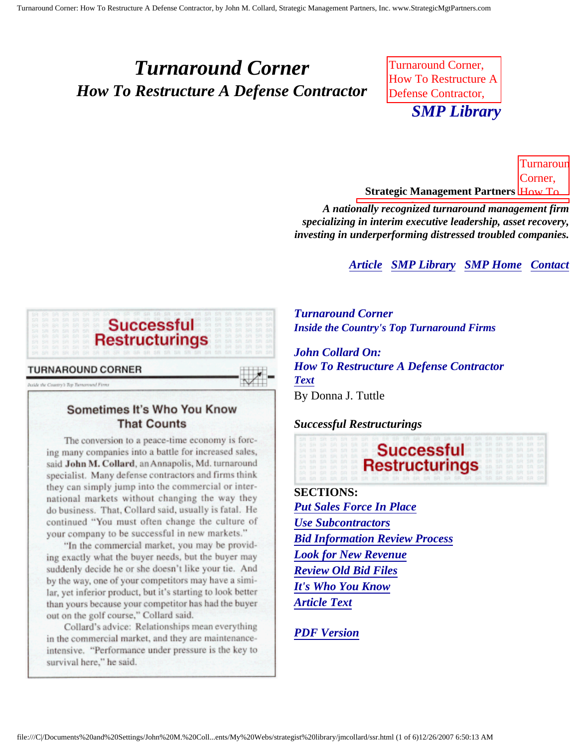# *Turnaround Corner*
## *How To Restructure A Defense Contractor*

Turnaround Corner, How To Restructure A Defense Contractor,

***SMP Library***

Turnaround Corner, How To

**Strategic Management Partners**

***A nationally recognized turnaround management firm specializing in interim executive leadership, asset recovery, investing in underperforming distressed troubled companies.***

***Article*** ***SMP Library*** ***SMP Home*** ***Contact***

**Successful Restructurings**

**TURNAROUND CORNER**

*Inside the Country's Top Turnaround Firms*

### Sometimes It's Who You Know That Counts

The conversion to a peace-time economy is forcing many companies into a battle for increased sales, said **John M. Collard**, an Annapolis, Md. turnaround specialist. Many defense contractors and firms think they can simply jump into the commercial or international markets without changing the way they do business. That, Collard said, usually is fatal. He continued "You must often change the culture of your company to be successful in new markets."

"In the commercial market, you may be providing exactly what the buyer needs, but the buyer may suddenly decide he or she doesn't like your tie. And by the way, one of your competitors may have a similar, yet inferior product, but it's starting to look better than yours because your competitor has had the buyer out on the golf course," Collard said.

Collard's advice: Relationships mean everything in the commercial market, and they are maintenance-intensive. "Performance under pressure is the key to survival here," he said.

***Turnaround Corner***
***Inside the Country's Top Turnaround Firms***

***John Collard On:***
***How To Restructure A Defense Contractor***
***Text***
By Donna J. Tuttle

***Successful Restructurings***

**Successful Restructurings**

**SECTIONS:**
- ***Put Sales Force In Place***
- ***Use Subcontractors***
- ***Bid Information Review Process***
- ***Look for New Revenue***
- ***Review Old Bid Files***
- ***It's Who You Know***
- ***Article Text***

***PDF Version***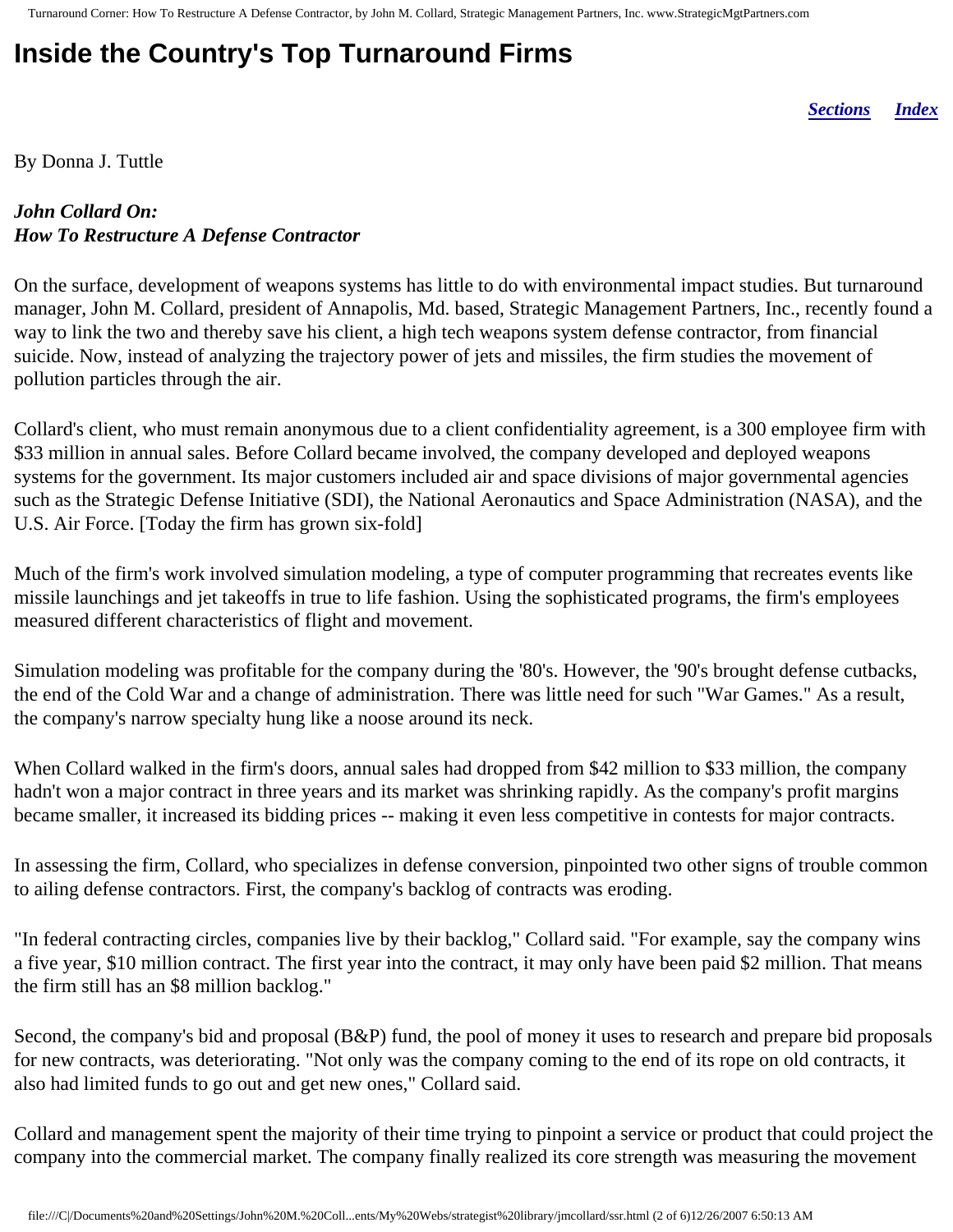# Inside the Country's Top Turnaround Firms

***Sections*** ***Index***

By Donna J. Tuttle

***John Collard On:***
***How To Restructure A Defense Contractor***

On the surface, development of weapons systems has little to do with environmental impact studies. But turnaround manager, John M. Collard, president of Annapolis, Md. based, Strategic Management Partners, Inc., recently found a way to link the two and thereby save his client, a high tech weapons system defense contractor, from financial suicide. Now, instead of analyzing the trajectory power of jets and missiles, the firm studies the movement of pollution particles through the air.

Collard's client, who must remain anonymous due to a client confidentiality agreement, is a 300 employee firm with $33 million in annual sales. Before Collard became involved, the company developed and deployed weapons systems for the government. Its major customers included air and space divisions of major governmental agencies such as the Strategic Defense Initiative (SDI), the National Aeronautics and Space Administration (NASA), and the U.S. Air Force. [Today the firm has grown six-fold]

Much of the firm's work involved simulation modeling, a type of computer programming that recreates events like missile launchings and jet takeoffs in true to life fashion. Using the sophisticated programs, the firm's employees measured different characteristics of flight and movement.

Simulation modeling was profitable for the company during the '80's. However, the '90's brought defense cutbacks, the end of the Cold War and a change of administration. There was little need for such "War Games." As a result, the company's narrow specialty hung like a noose around its neck.

When Collard walked in the firm's doors, annual sales had dropped from $42 million to $33 million, the company hadn't won a major contract in three years and its market was shrinking rapidly. As the company's profit margins became smaller, it increased its bidding prices -- making it even less competitive in contests for major contracts.

In assessing the firm, Collard, who specializes in defense conversion, pinpointed two other signs of trouble common to ailing defense contractors. First, the company's backlog of contracts was eroding.

"In federal contracting circles, companies live by their backlog," Collard said. "For example, say the company wins a five year, $10 million contract. The first year into the contract, it may only have been paid $2 million. That means the firm still has an $8 million backlog."

Second, the company's bid and proposal (B&P) fund, the pool of money it uses to research and prepare bid proposals for new contracts, was deteriorating. "Not only was the company coming to the end of its rope on old contracts, it also had limited funds to go out and get new ones," Collard said.

Collard and management spent the majority of their time trying to pinpoint a service or product that could project the company into the commercial market. The company finally realized its core strength was measuring the movement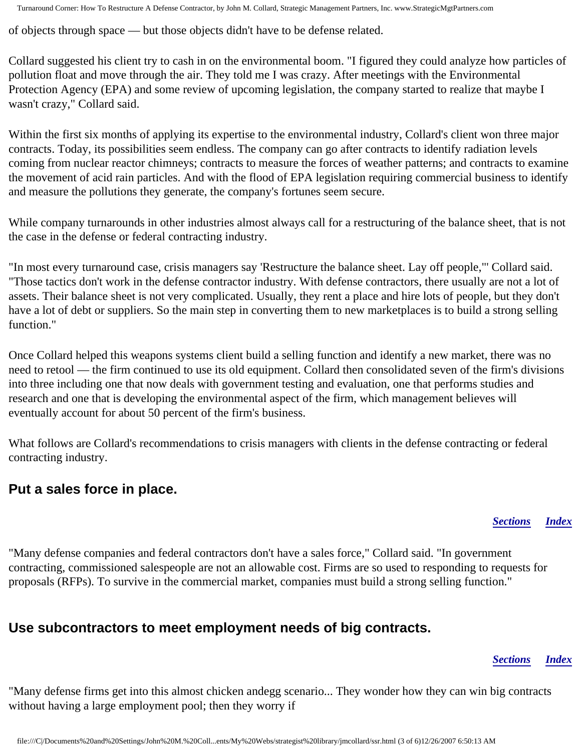of objects through space — but those objects didn't have to be defense related.

Collard suggested his client try to cash in on the environmental boom. "I figured they could analyze how particles of pollution float and move through the air. They told me I was crazy. After meetings with the Environmental Protection Agency (EPA) and some review of upcoming legislation, the company started to realize that maybe I wasn't crazy," Collard said.

Within the first six months of applying its expertise to the environmental industry, Collard's client won three major contracts. Today, its possibilities seem endless. The company can go after contracts to identify radiation levels coming from nuclear reactor chimneys; contracts to measure the forces of weather patterns; and contracts to examine the movement of acid rain particles. And with the flood of EPA legislation requiring commercial business to identify and measure the pollutions they generate, the company's fortunes seem secure.

While company turnarounds in other industries almost always call for a restructuring of the balance sheet, that is not the case in the defense or federal contracting industry.

"In most every turnaround case, crisis managers say 'Restructure the balance sheet. Lay off people,'" Collard said. "Those tactics don't work in the defense contractor industry. With defense contractors, there usually are not a lot of assets. Their balance sheet is not very complicated. Usually, they rent a place and hire lots of people, but they don't have a lot of debt or suppliers. So the main step in converting them to new marketplaces is to build a strong selling function."

Once Collard helped this weapons systems client build a selling function and identify a new market, there was no need to retool — the firm continued to use its old equipment. Collard then consolidated seven of the firm's divisions into three including one that now deals with government testing and evaluation, one that performs studies and research and one that is developing the environmental aspect of the firm, which management believes will eventually account for about 50 percent of the firm's business.

What follows are Collard's recommendations to crisis managers with clients in the defense contracting or federal contracting industry.

## Put a sales force in place.

*Sections* *Index*

"Many defense companies and federal contractors don't have a sales force," Collard said. "In government contracting, commissioned salespeople are not an allowable cost. Firms are so used to responding to requests for proposals (RFPs). To survive in the commercial market, companies must build a strong selling function."

## Use subcontractors to meet employment needs of big contracts.

*Sections* *Index*

"Many defense firms get into this almost chicken andegg scenario... They wonder how they can win big contracts without having a large employment pool; then they worry if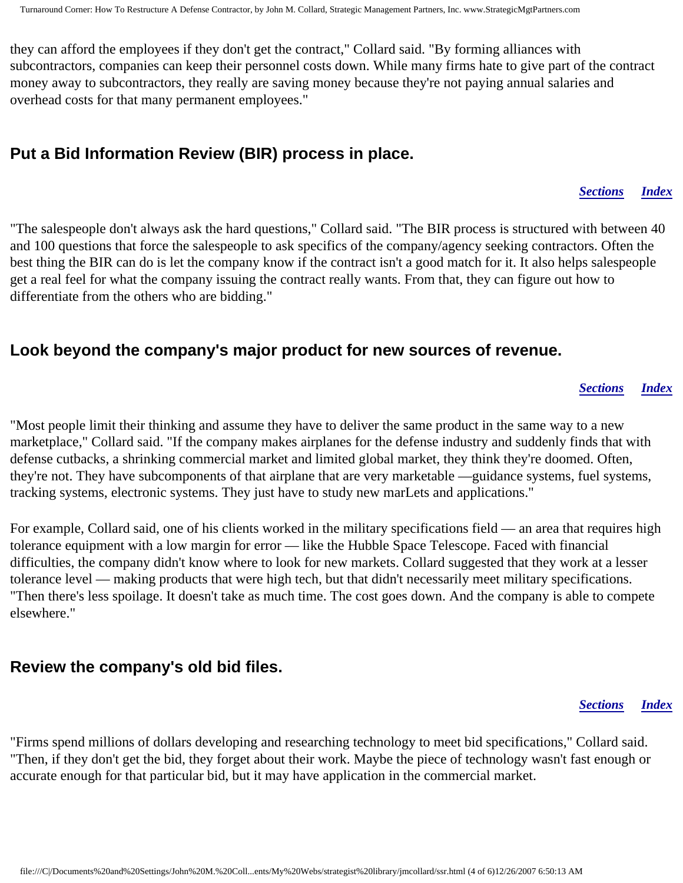they can afford the employees if they don't get the contract," Collard said. "By forming alliances with subcontractors, companies can keep their personnel costs down. While many firms hate to give part of the contract money away to subcontractors, they really are saving money because they're not paying annual salaries and overhead costs for that many permanent employees."

## Put a Bid Information Review (BIR) process in place.

*Sections* *Index*

"The salespeople don't always ask the hard questions," Collard said. "The BIR process is structured with between 40 and 100 questions that force the salespeople to ask specifics of the company/agency seeking contractors. Often the best thing the BIR can do is let the company know if the contract isn't a good match for it. It also helps salespeople get a real feel for what the company issuing the contract really wants. From that, they can figure out how to differentiate from the others who are bidding."

## Look beyond the company's major product for new sources of revenue.

*Sections* *Index*

"Most people limit their thinking and assume they have to deliver the same product in the same way to a new marketplace," Collard said. "If the company makes airplanes for the defense industry and suddenly finds that with defense cutbacks, a shrinking commercial market and limited global market, they think they're doomed. Often, they're not. They have subcomponents of that airplane that are very marketable —guidance systems, fuel systems, tracking systems, electronic systems. They just have to study new marLets and applications."

For example, Collard said, one of his clients worked in the military specifications field — an area that requires high tolerance equipment with a low margin for error — like the Hubble Space Telescope. Faced with financial difficulties, the company didn't know where to look for new markets. Collard suggested that they work at a lesser tolerance level — making products that were high tech, but that didn't necessarily meet military specifications. "Then there's less spoilage. It doesn't take as much time. The cost goes down. And the company is able to compete elsewhere."

## Review the company's old bid files.

*Sections* *Index*

"Firms spend millions of dollars developing and researching technology to meet bid specifications," Collard said. "Then, if they don't get the bid, they forget about their work. Maybe the piece of technology wasn't fast enough or accurate enough for that particular bid, but it may have application in the commercial market.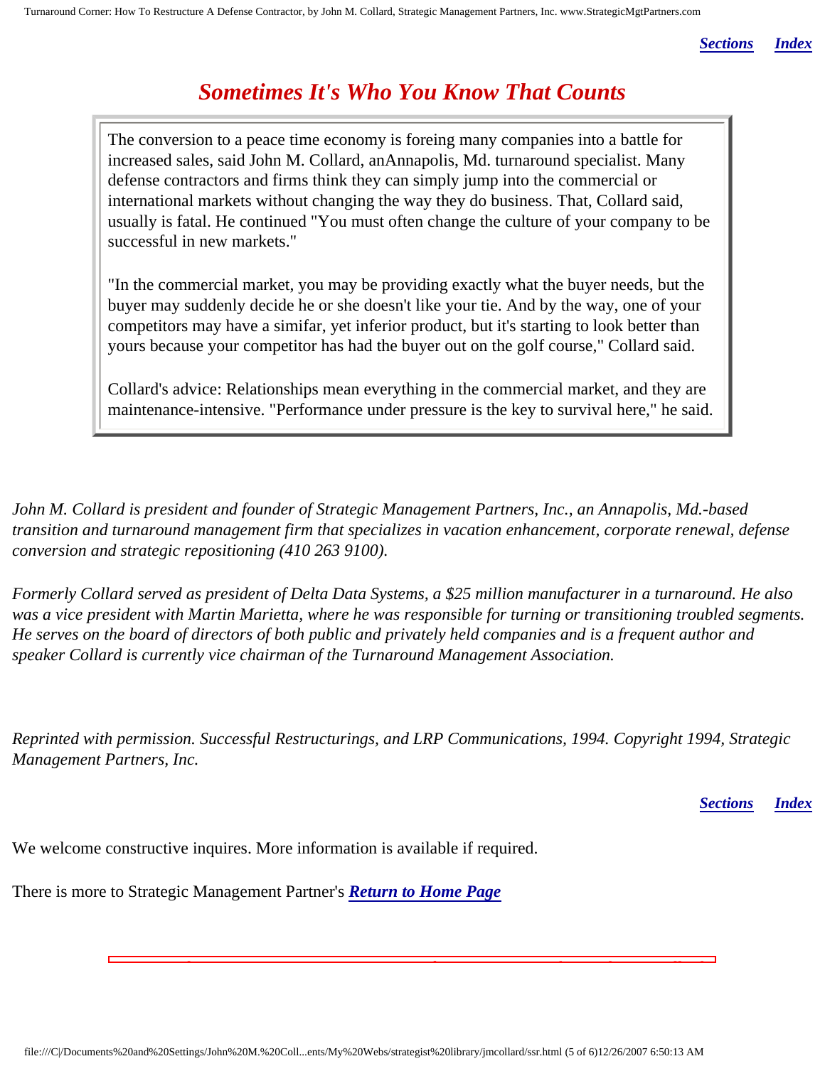*[Sections](#) [Index](#)*

# *Sometimes It's Who You Know That Counts*

The conversion to a peace time economy is foreing many companies into a battle for increased sales, said John M. Collard, anAnnapolis, Md. turnaround specialist. Many defense contractors and firms think they can simply jump into the commercial or international markets without changing the way they do business. That, Collard said, usually is fatal. He continued "You must often change the culture of your company to be successful in new markets."

"In the commercial market, you may be providing exactly what the buyer needs, but the buyer may suddenly decide he or she doesn't like your tie. And by the way, one of your competitors may have a simifar, yet inferior product, but it's starting to look better than yours because your competitor has had the buyer out on the golf course," Collard said.

Collard's advice: Relationships mean everything in the commercial market, and they are maintenance-intensive. "Performance under pressure is the key to survival here," he said.

*John M. Collard is president and founder of Strategic Management Partners, Inc., an Annapolis, Md.-based transition and turnaround management firm that specializes in vacation enhancement, corporate renewal, defense conversion and strategic repositioning (410 263 9100).*

*Formerly Collard served as president of Delta Data Systems, a $25 million manufacturer in a turnaround. He also was a vice president with Martin Marietta, where he was responsible for turning or transitioning troubled segments. He serves on the board of directors of both public and privately held companies and is a frequent author and speaker Collard is currently vice chairman of the Turnaround Management Association.*

*Reprinted with permission. Successful Restructurings, and LRP Communications, 1994. Copyright 1994, Strategic Management Partners, Inc.*

*[Sections](#) [Index](#)*

We welcome constructive inquires. More information is available if required.

There is more to Strategic Management Partner's ***[Return to Home Page](#)***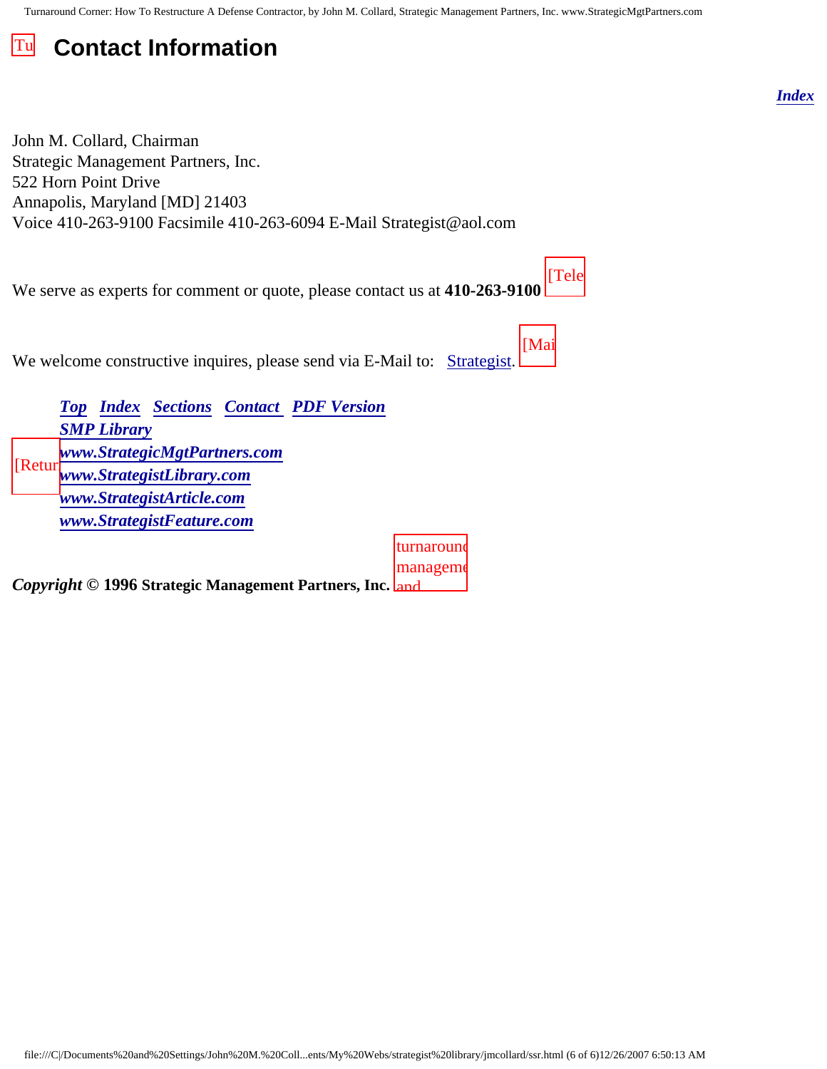# Contact Information

*Index*

John M. Collard, Chairman
Strategic Management Partners, Inc.
522 Horn Point Drive
Annapolis, Maryland [MD] 21403
Voice 410-263-9100 Facsimile 410-263-6094 E-Mail Strategist@aol.com

We serve as experts for comment or quote, please contact us at **410-263-9100**

We welcome constructive inquires, please send via E-Mail to: Strategist.

*Top* *Index* *Sections* *Contact* *PDF Version*
*SMP Library*
*www.StrategicMgtPartners.com*
*www.StrategistLibrary.com*
*www.StrategistArticle.com*
*www.StrategistFeature.com*

***Copyright* © 1996 Strategic Management Partners, Inc.**